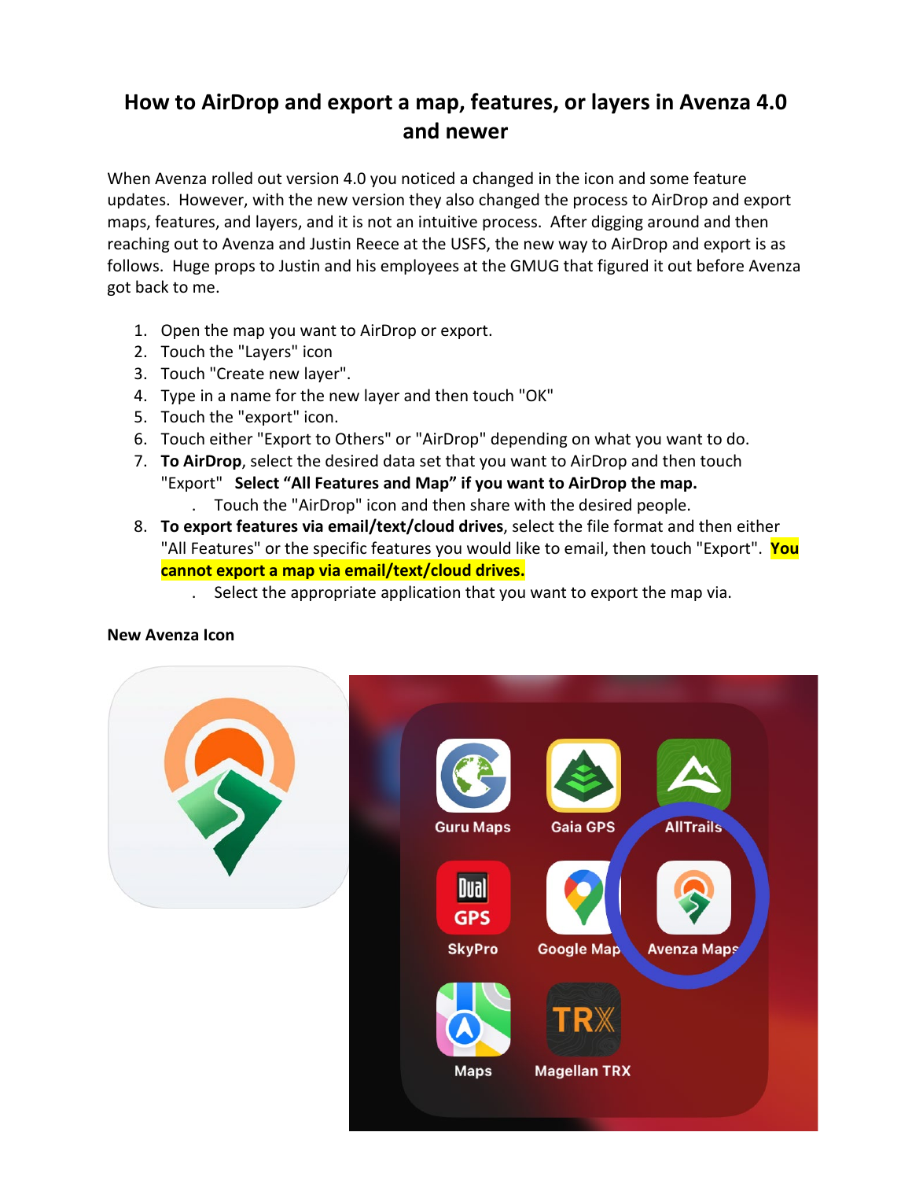# How to AirDrop and export a map, features, or layers in Avenza 4.0 and newer

When Avenza rolled out version 4.0 you noticed a changed in the icon and some feature updates. However, with the new version they also changed the process to AirDrop and export maps, features, and layers, and it is not an intuitive process. After digging around and then reaching out to Avenza and Justin Reece at the USFS, the new way to AirDrop and export is as follows. Huge props to Justin and his employees at the GMUG that figured it out before Avenza got back to me.

1. Open the map you want to AirDrop or export.
2. Touch the "Layers" icon
3. Touch "Create new layer".
4. Type in a name for the new layer and then touch "OK"
5. Touch the "export" icon.
6. Touch either "Export to Others" or "AirDrop" depending on what you want to do.
7. **To AirDrop**, select the desired data set that you want to AirDrop and then touch "Export" **Select "All Features and Map" if you want to AirDrop the map.**
   - Touch the "AirDrop" icon and then share with the desired people.
8. **To export features via email/text/cloud drives**, select the file format and then either "All Features" or the specific features you would like to email, then touch "Export". **You cannot export a map via email/text/cloud drives.**
   - Select the appropriate application that you want to export the map via.

**New Avenza Icon**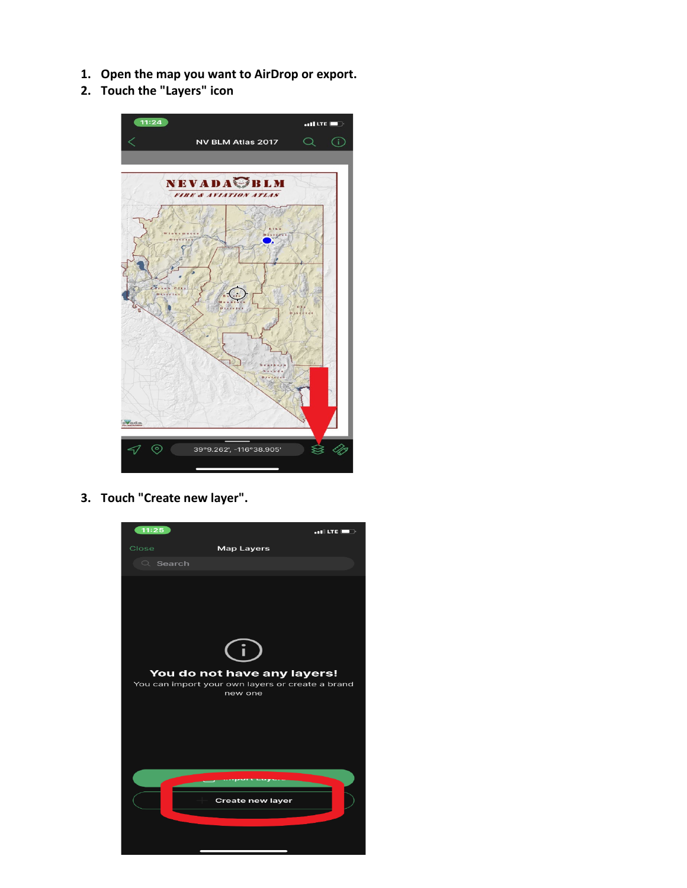1. Open the map you want to AirDrop or export.
2. Touch the "Layers" icon

3. Touch "Create new layer".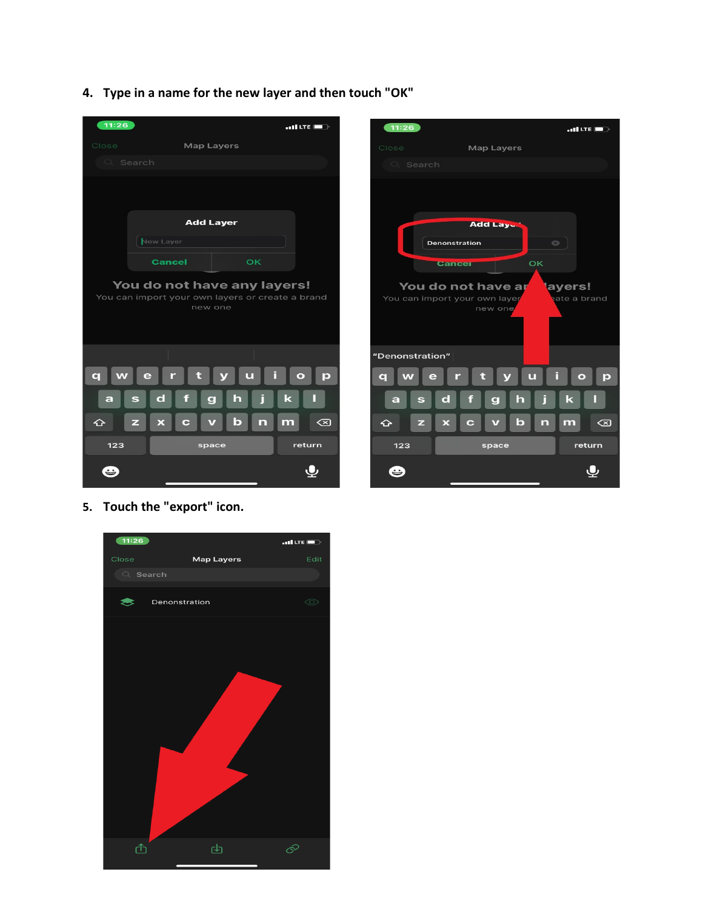4. Type in a name for the new layer and then touch "OK"

5. Touch the "export" icon.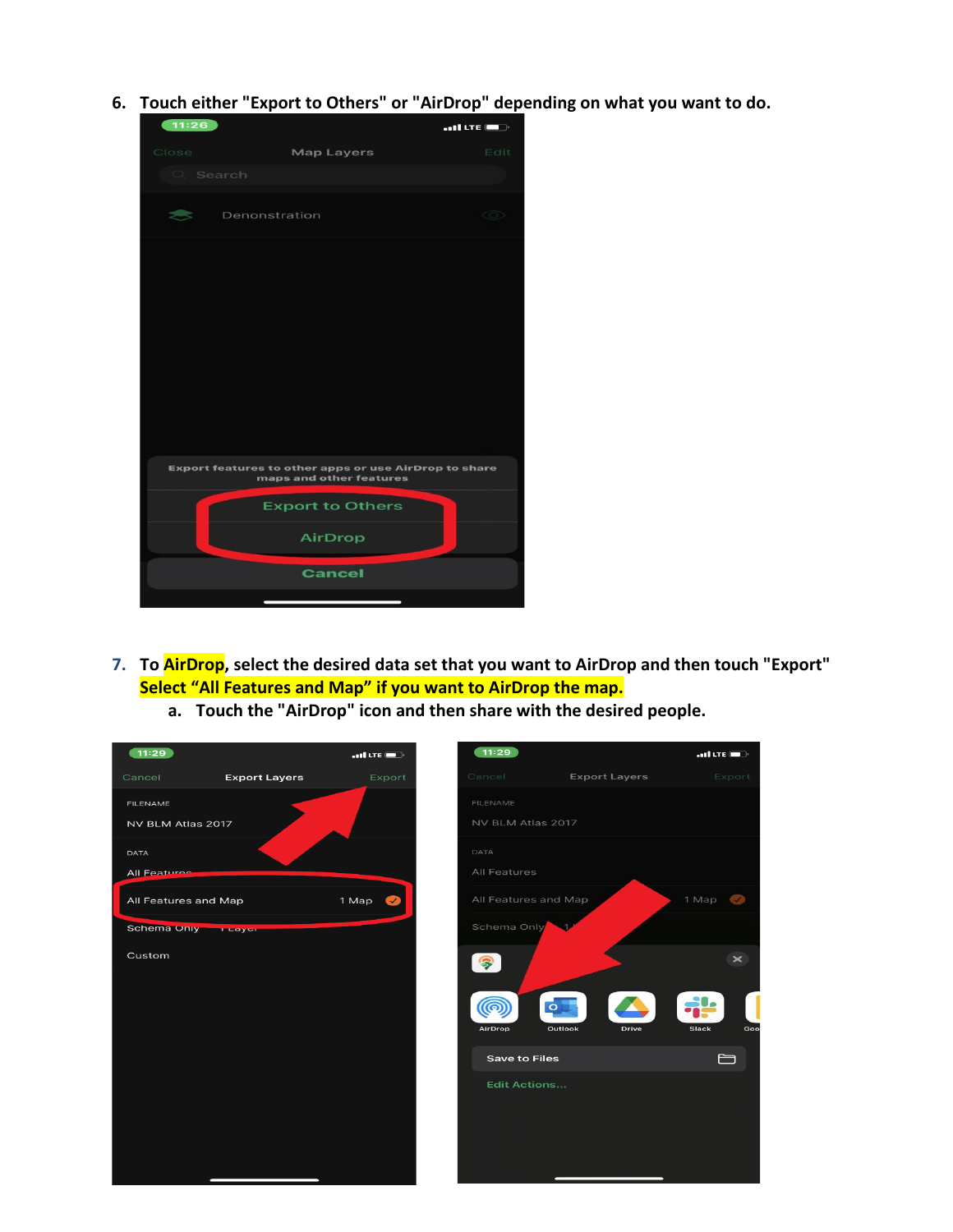6. **Touch either "Export to Others" or "AirDrop" depending on what you want to do.**

7. **To AirDrop, select the desired data set that you want to AirDrop and then touch "Export" Select "All Features and Map" if you want to AirDrop the map.**
   a. **Touch the "AirDrop" icon and then share with the desired people.**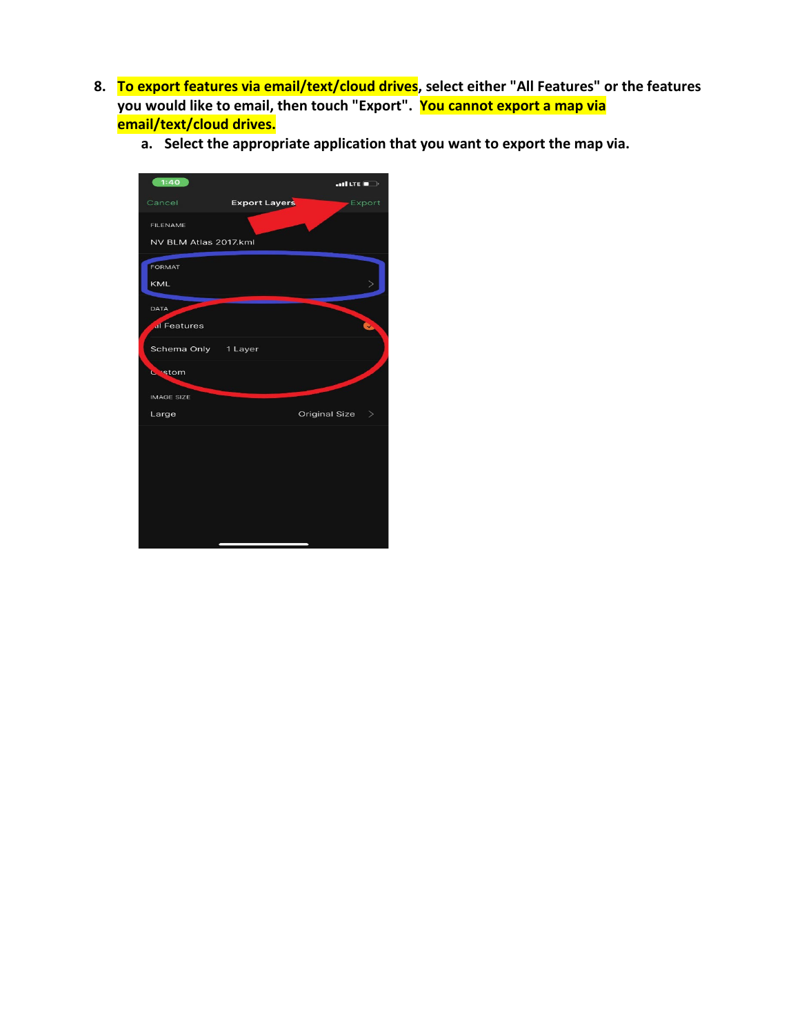8. **To export features via email/text/cloud drives, select either "All Features" or the features you would like to email, then touch "Export". You cannot export a map via email/text/cloud drives.**
    a. **Select the appropriate application that you want to export the map via.**